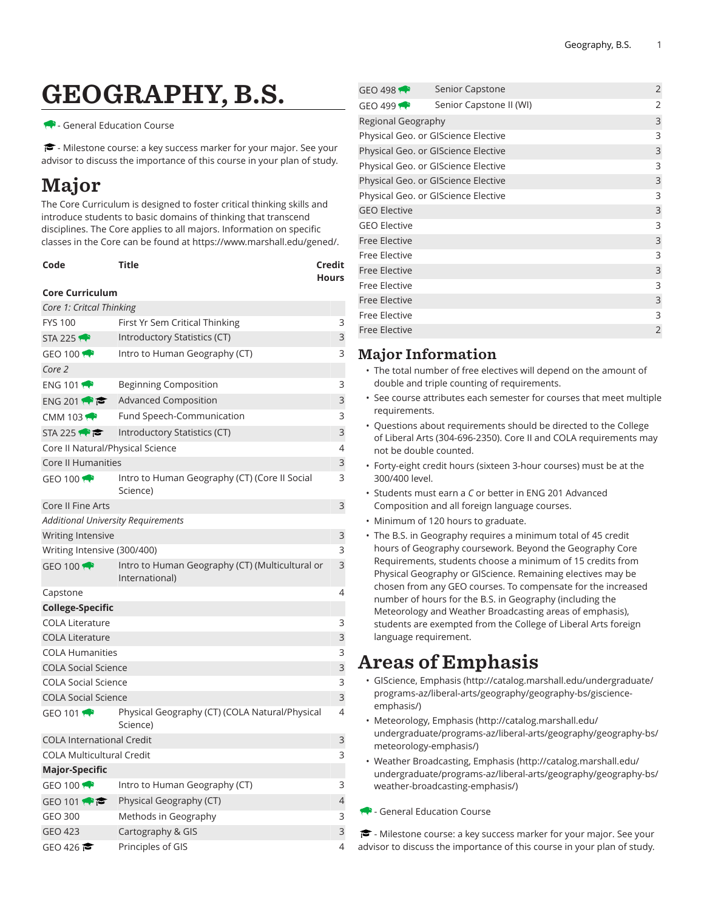# GEOGRAPHY, B.S.

🐃 - General Education Course

🎓 - Milestone course: a key success marker for your major. See your advisor to discuss the importance of this course in your plan of study.

## Major

The Core Curriculum is designed to foster critical thinking skills and introduce students to basic domains of thinking that transcend disciplines. The Core applies to all majors. Information on specific classes in the Core can be found at https://www.marshall.edu/gened/.

| Code | Title | Credit Hours |
|---|---|---|
| **Core Curriculum** | | |
| *Core 1: Critcal Thinking* | | |
| FYS 100 | First Yr Sem Critical Thinking | 3 |
| STA 225 🐃 | Introductory Statistics (CT) | 3 |
| GEO 100 🐃 | Intro to Human Geography (CT) | 3 |
| *Core 2* | | |
| ENG 101 🐃 | Beginning Composition | 3 |
| ENG 201 🐃🎓 | Advanced Composition | 3 |
| CMM 103 🐃 | Fund Speech-Communication | 3 |
| STA 225 🐃🎓 | Introductory Statistics (CT) | 3 |
| Core II Natural/Physical Science | | 4 |
| Core II Humanities | | 3 |
| GEO 100 🐃 | Intro to Human Geography (CT) (Core II Social Science) | 3 |
| Core II Fine Arts | | 3 |
| *Additional University Requirements* | | |
| Writing Intensive | | 3 |
| Writing Intensive (300/400) | | 3 |
| GEO 100 🐃 | Intro to Human Geography (CT) (Multicultural or International) | 3 |
| Capstone | | 4 |
| **College-Specific** | | |
| COLA Literature | | 3 |
| COLA Literature | | 3 |
| COLA Humanities | | 3 |
| COLA Social Science | | 3 |
| COLA Social Science | | 3 |
| COLA Social Science | | 3 |
| GEO 101 🐃 | Physical Geography (CT) (COLA Natural/Physical Science) | 4 |
| COLA International Credit | | 3 |
| COLA Multicultural Credit | | 3 |
| **Major-Specific** | | |
| GEO 100 🐃 | Intro to Human Geography (CT) | 3 |
| GEO 101 🐃🎓 | Physical Geography (CT) | 4 |
| GEO 300 | Methods in Geography | 3 |
| GEO 423 | Cartography & GIS | 3 |
| GEO 426 🎓 | Principles of GIS | 4 |
| GEO 498 🐃 | Senior Capstone | 2 |
| GEO 499 🐃 | Senior Capstone II (WI) | 2 |
| Regional Geography | | 3 |
| Physical Geo. or GIScience Elective | | 3 |
| Physical Geo. or GIScience Elective | | 3 |
| Physical Geo. or GIScience Elective | | 3 |
| Physical Geo. or GIScience Elective | | 3 |
| Physical Geo. or GIScience Elective | | 3 |
| GEO Elective | | 3 |
| GEO Elective | | 3 |
| Free Elective | | 3 |
| Free Elective | | 3 |
| Free Elective | | 3 |
| Free Elective | | 3 |
| Free Elective | | 3 |
| Free Elective | | 3 |
| Free Elective | | 2 |

## Major Information

- The total number of free electives will depend on the amount of double and triple counting of requirements.
- See course attributes each semester for courses that meet multiple requirements.
- Questions about requirements should be directed to the College of Liberal Arts (304-696-2350). Core II and COLA requirements may not be double counted.
- Forty-eight credit hours (sixteen 3-hour courses) must be at the 300/400 level.
- Students must earn a *C* or better in ENG 201 Advanced Composition and all foreign language courses.
- Minimum of 120 hours to graduate.
- The B.S. in Geography requires a minimum total of 45 credit hours of Geography coursework. Beyond the Geography Core Requirements, students choose a minimum of 15 credits from Physical Geography or GIScience. Remaining electives may be chosen from any GEO courses. To compensate for the increased number of hours for the B.S. in Geography (including the Meteorology and Weather Broadcasting areas of emphasis), students are exempted from the College of Liberal Arts foreign language requirement.

## Areas of Emphasis

- GIScience, Emphasis (http://catalog.marshall.edu/undergraduate/programs-az/liberal-arts/geography/geography-bs/giscience-emphasis/)
- Meteorology, Emphasis (http://catalog.marshall.edu/undergraduate/programs-az/liberal-arts/geography/geography-bs/meteorology-emphasis/)
- Weather Broadcasting, Emphasis (http://catalog.marshall.edu/undergraduate/programs-az/liberal-arts/geography/geography-bs/weather-broadcasting-emphasis/)

🐃 - General Education Course

🎓 - Milestone course: a key success marker for your major. See your advisor to discuss the importance of this course in your plan of study.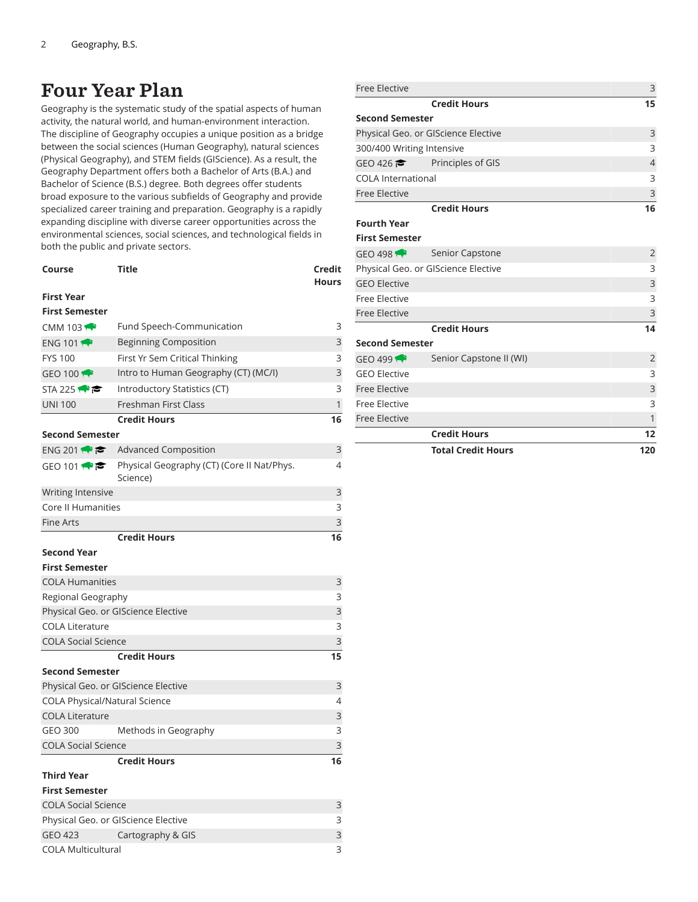# Four Year Plan

Geography is the systematic study of the spatial aspects of human activity, the natural world, and human-environment interaction. The discipline of Geography occupies a unique position as a bridge between the social sciences (Human Geography), natural sciences (Physical Geography), and STEM fields (GIScience). As a result, the Geography Department offers both a Bachelor of Arts (B.A.) and Bachelor of Science (B.S.) degree. Both degrees offer students broad exposure to the various subfields of Geography and provide specialized career training and preparation. Geography is a rapidly expanding discipline with diverse career opportunities across the environmental sciences, social sciences, and technological fields in both the public and private sectors.

| Course | Title | Credit Hours |
|---|---|---|
| **First Year** | | |
| **First Semester** | | |
| CMM 103 | Fund Speech-Communication | 3 |
| ENG 101 | Beginning Composition | 3 |
| FYS 100 | First Yr Sem Critical Thinking | 3 |
| GEO 100 | Intro to Human Geography (CT) (MC/I) | 3 |
| STA 225 | Introductory Statistics (CT) | 3 |
| UNI 100 | Freshman First Class | 1 |
| | **Credit Hours** | **16** |
| **Second Semester** | | |
| ENG 201 | Advanced Composition | 3 |
| GEO 101 | Physical Geography (CT) (Core II Nat/Phys. Science) | 4 |
| Writing Intensive | | 3 |
| Core II Humanities | | 3 |
| Fine Arts | | 3 |
| | **Credit Hours** | **16** |
| **Second Year** | | |
| **First Semester** | | |
| COLA Humanities | | 3 |
| Regional Geography | | 3 |
| Physical Geo. or GIScience Elective | | 3 |
| COLA Literature | | 3 |
| COLA Social Science | | 3 |
| | **Credit Hours** | **15** |
| **Second Semester** | | |
| Physical Geo. or GIScience Elective | | 3 |
| COLA Physical/Natural Science | | 4 |
| COLA Literature | | 3 |
| GEO 300 | Methods in Geography | 3 |
| COLA Social Science | | 3 |
| | **Credit Hours** | **16** |
| **Third Year** | | |
| **First Semester** | | |
| COLA Social Science | | 3 |
| Physical Geo. or GIScience Elective | | 3 |
| GEO 423 | Cartography & GIS | 3 |
| COLA Multicultural | | 3 |
| Free Elective | | 3 |
| | **Credit Hours** | **15** |
| **Second Semester** | | |
| Physical Geo. or GIScience Elective | | 3 |
| 300/400 Writing Intensive | | 3 |
| GEO 426 | Principles of GIS | 4 |
| COLA International | | 3 |
| Free Elective | | 3 |
| | **Credit Hours** | **16** |
| **Fourth Year** | | |
| **First Semester** | | |
| GEO 498 | Senior Capstone | 2 |
| Physical Geo. or GIScience Elective | | 3 |
| GEO Elective | | 3 |
| Free Elective | | 3 |
| Free Elective | | 3 |
| | **Credit Hours** | **14** |
| **Second Semester** | | |
| GEO 499 | Senior Capstone II (WI) | 2 |
| GEO Elective | | 3 |
| Free Elective | | 3 |
| Free Elective | | 3 |
| Free Elective | | 1 |
| | **Credit Hours** | **12** |
| | **Total Credit Hours** | **120** |